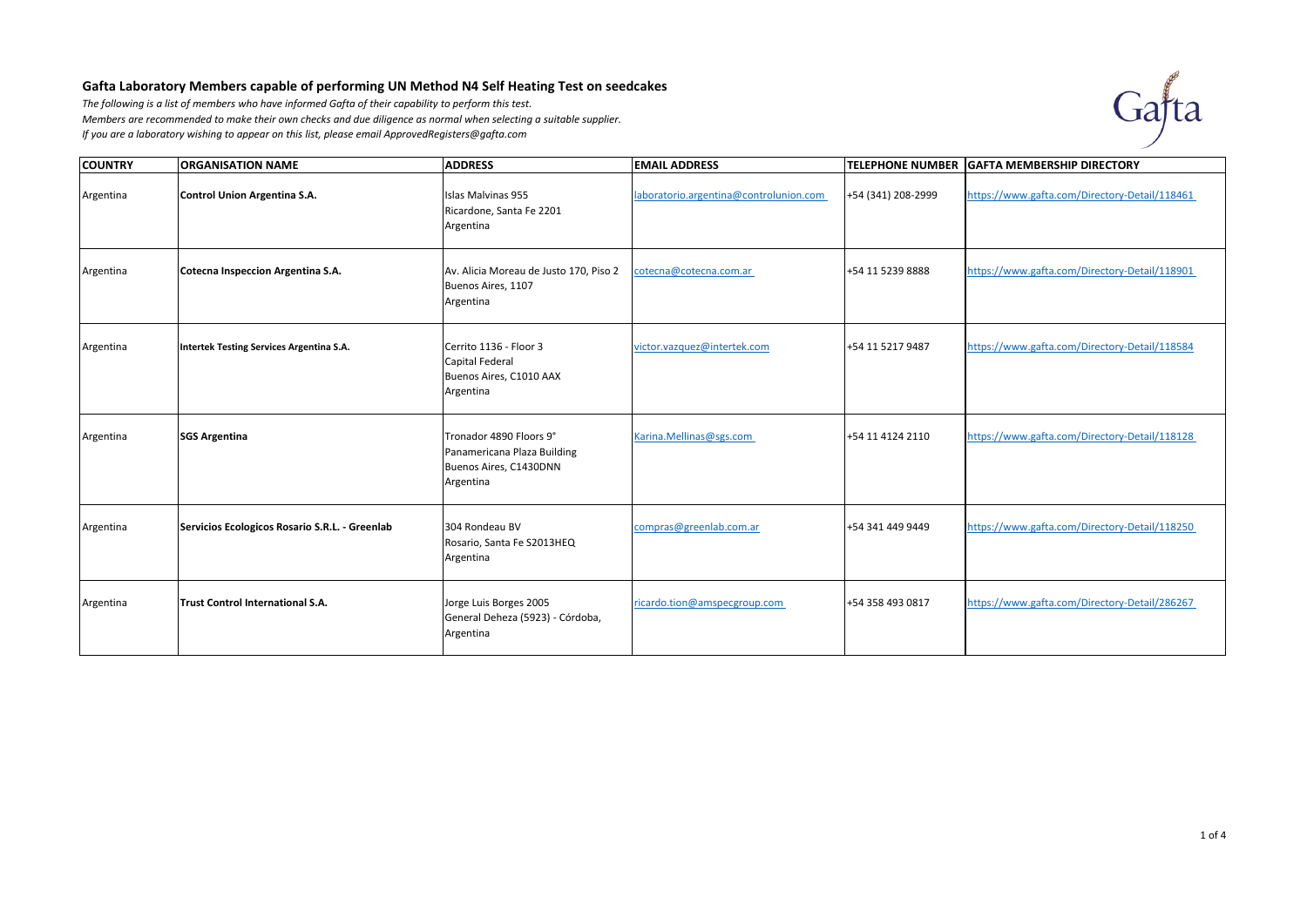## Gafta Laboratory Members capable of performing UN Method N4 Self Heating Test on seedcakes

*The following is a list of members who have informed Gafta of their capability to perform this test.*
*Members are recommended to make their own checks and due diligence as normal when selecting a suitable supplier.*
*If you are a laboratory wishing to appear on this list, please email ApprovedRegisters@gafta.com*

| COUNTRY | ORGANISATION NAME | ADDRESS | EMAIL ADDRESS | TELEPHONE NUMBER | GAFTA MEMBERSHIP DIRECTORY |
|---|---|---|---|---|---|
| Argentina | **Control Union Argentina S.A.** | Islas Malvinas 955<br>Ricardone, Santa Fe 2201<br>Argentina | laboratorio.argentina@controlunion.com | +54 (341) 208-2999 | https://www.gafta.com/Directory-Detail/118461 |
| Argentina | **Cotecna Inspeccion Argentina S.A.** | Av. Alicia Moreau de Justo 170, Piso 2<br>Buenos Aires, 1107<br>Argentina | cotecna@cotecna.com.ar | +54 11 5239 8888 | https://www.gafta.com/Directory-Detail/118901 |
| Argentina | **Intertek Testing Services Argentina S.A.** | Cerrito 1136 - Floor 3<br>Capital Federal<br>Buenos Aires, C1010 AAX<br>Argentina | victor.vazquez@intertek.com | +54 11 5217 9487 | https://www.gafta.com/Directory-Detail/118584 |
| Argentina | **SGS Argentina** | Tronador 4890 Floors 9°<br>Panamericana Plaza Building<br>Buenos Aires, C1430DNN<br>Argentina | Karina.Mellinas@sgs.com | +54 11 4124 2110 | https://www.gafta.com/Directory-Detail/118128 |
| Argentina | **Servicios Ecologicos Rosario S.R.L. - Greenlab** | 304 Rondeau BV<br>Rosario, Santa Fe S2013HEQ<br>Argentina | compras@greenlab.com.ar | +54 341 449 9449 | https://www.gafta.com/Directory-Detail/118250 |
| Argentina | **Trust Control International S.A.** | Jorge Luis Borges 2005<br>General Deheza (5923) - Córdoba,<br>Argentina | ricardo.tion@amspecgroup.com | +54 358 493 0817 | https://www.gafta.com/Directory-Detail/286267 |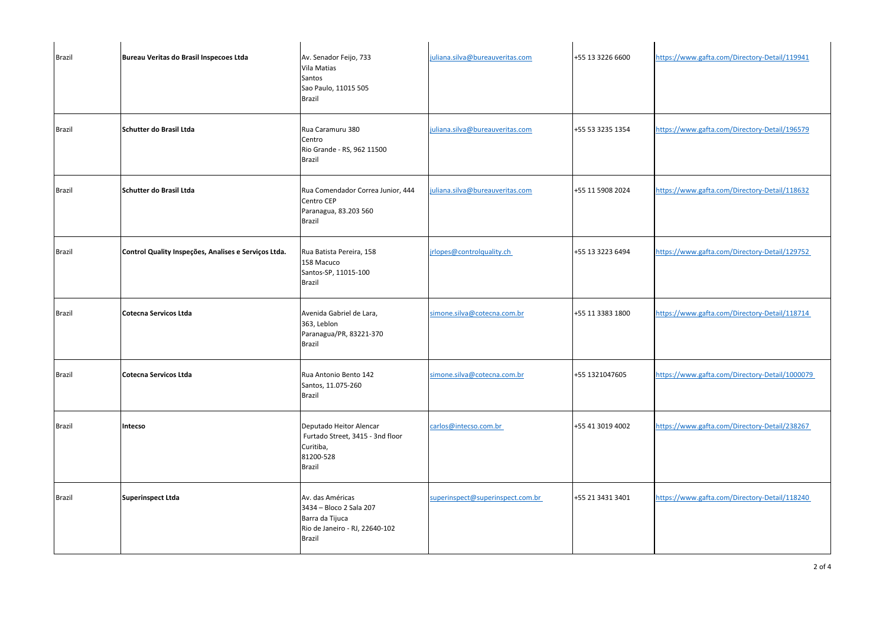| Brazil | **Bureau Veritas do Brasil Inspecoes Ltda** | Av. Senador Feijo, 733<br>Vila Matias<br>Santos<br>Sao Paulo, 11015 505<br>Brazil | juliana.silva@bureauveritas.com | +55 13 3226 6600 | https://www.gafta.com/Directory-Detail/119941 |
|---|---|---|---|---|---|
| Brazil | **Schutter do Brasil Ltda** | Rua Caramuru 380<br>Centro<br>Rio Grande - RS, 962 11500<br>Brazil | juliana.silva@bureauveritas.com | +55 53 3235 1354 | https://www.gafta.com/Directory-Detail/196579 |
| Brazil | **Schutter do Brasil Ltda** | Rua Comendador Correa Junior, 444<br>Centro CEP<br>Paranagua, 83.203 560<br>Brazil | juliana.silva@bureauveritas.com | +55 11 5908 2024 | https://www.gafta.com/Directory-Detail/118632 |
| Brazil | **Control Quality Inspeções, Analises e Serviços Ltda.** | Rua Batista Pereira, 158<br>158 Macuco<br>Santos-SP, 11015-100<br>Brazil | jrlopes@controlquality.ch | +55 13 3223 6494 | https://www.gafta.com/Directory-Detail/129752 |
| Brazil | **Cotecna Servicos Ltda** | Avenida Gabriel de Lara,<br>363, Leblon<br>Paranagua/PR, 83221-370<br>Brazil | simone.silva@cotecna.com.br | +55 11 3383 1800 | https://www.gafta.com/Directory-Detail/118714 |
| Brazil | **Cotecna Servicos Ltda** | Rua Antonio Bento 142<br>Santos, 11.075-260<br>Brazil | simone.silva@cotecna.com.br | +55 1321047605 | https://www.gafta.com/Directory-Detail/1000079 |
| Brazil | **Intecso** | Deputado Heitor Alencar<br>Furtado Street, 3415 - 3nd floor<br>Curitiba,<br>81200-528<br>Brazil | carlos@intecso.com.br | +55 41 3019 4002 | https://www.gafta.com/Directory-Detail/238267 |
| Brazil | **Superinspect Ltda** | Av. das Américas<br>3434 – Bloco 2 Sala 207<br>Barra da Tijuca<br>Rio de Janeiro - RJ, 22640-102<br>Brazil | superinspect@superinspect.com.br | +55 21 3431 3401 | https://www.gafta.com/Directory-Detail/118240 |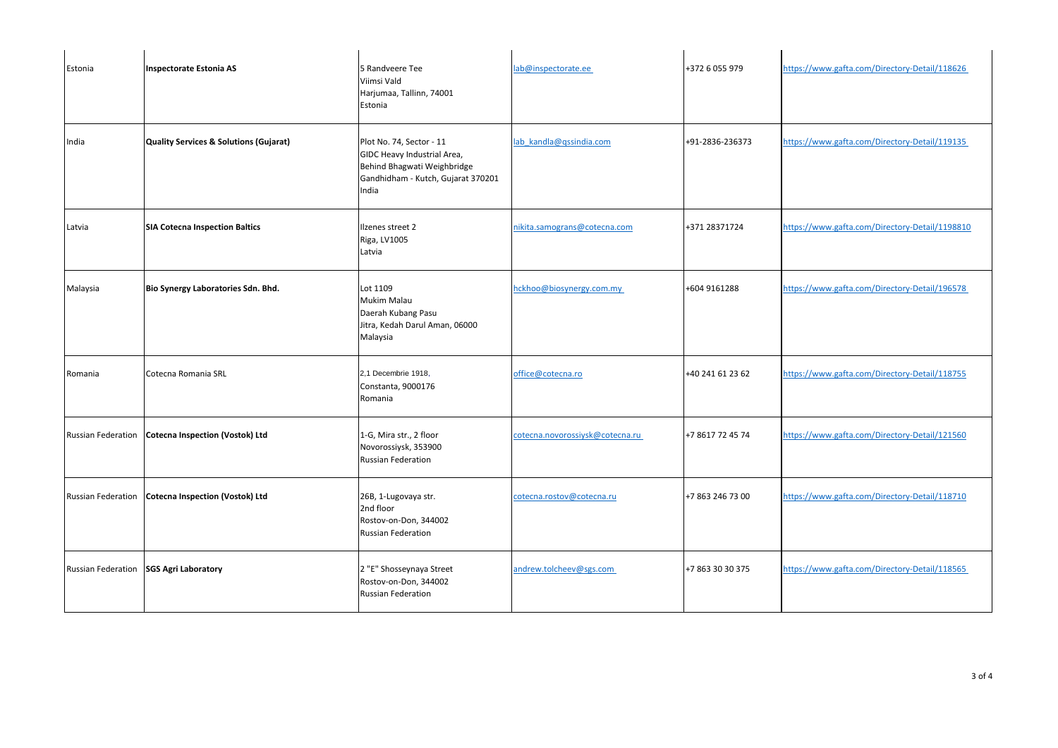| Estonia | **Inspectorate Estonia AS** | 5 Randveere Tee<br>Viimsi Vald<br>Harjumaa, Tallinn, 74001<br>Estonia | lab@inspectorate.ee | +372 6 055 979 | https://www.gafta.com/Directory-Detail/118626 |
|---|---|---|---|---|---|
| India | **Quality Services & Solutions (Gujarat)** | Plot No. 74, Sector - 11<br>GIDC Heavy Industrial Area,<br>Behind Bhagwati Weighbridge<br>Gandhidham - Kutch, Gujarat 370201<br>India | lab_kandla@qssindia.com | +91-2836-236373 | https://www.gafta.com/Directory-Detail/119135 |
| Latvia | **SIA Cotecna Inspection Baltics** | Ilzenes street 2<br>Riga, LV1005<br>Latvia | nikita.samograns@cotecna.com | +371 28371724 | https://www.gafta.com/Directory-Detail/1198810 |
| Malaysia | **Bio Synergy Laboratories Sdn. Bhd.** | Lot 1109<br>Mukim Malau<br>Daerah Kubang Pasu<br>Jitra, Kedah Darul Aman, 06000<br>Malaysia | hckhoo@biosynergy.com.my | +604 9161288 | https://www.gafta.com/Directory-Detail/196578 |
| Romania | Cotecna Romania SRL | 2,1 Decembrie 1918,<br>Constanta, 9000176<br>Romania | office@cotecna.ro | +40 241 61 23 62 | https://www.gafta.com/Directory-Detail/118755 |
| Russian Federation | **Cotecna Inspection (Vostok) Ltd** | 1-G, Mira str., 2 floor<br>Novorossiysk, 353900<br>Russian Federation | cotecna.novorossiysk@cotecna.ru | +7 8617 72 45 74 | https://www.gafta.com/Directory-Detail/121560 |
| Russian Federation | **Cotecna Inspection (Vostok) Ltd** | 26B, 1-Lugovaya str.<br>2nd floor<br>Rostov-on-Don, 344002<br>Russian Federation | cotecna.rostov@cotecna.ru | +7 863 246 73 00 | https://www.gafta.com/Directory-Detail/118710 |
| Russian Federation | **SGS Agri Laboratory** | 2 "E" Shosseynaya Street<br>Rostov-on-Don, 344002<br>Russian Federation | andrew.tolcheev@sgs.com | +7 863 30 30 375 | https://www.gafta.com/Directory-Detail/118565 |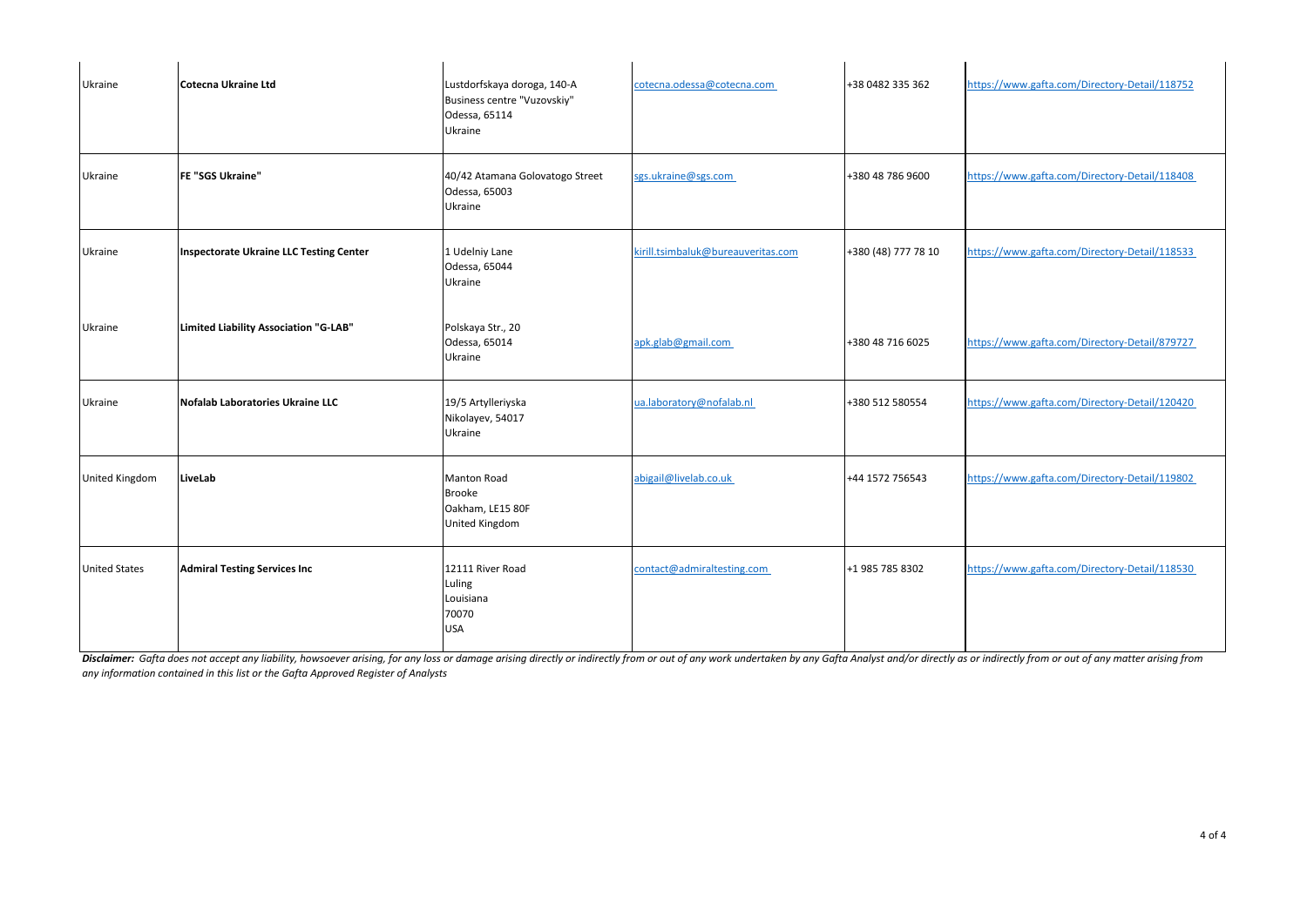| | | | | | |
|---|---|---|---|---|---|
| Ukraine | **Cotecna Ukraine Ltd** | Lustdorfskaya doroga, 140-A<br>Business centre "Vuzovskiy"<br>Odessa, 65114<br>Ukraine | cotecna.odessa@cotecna.com | +38 0482 335 362 | https://www.gafta.com/Directory-Detail/118752 |
| Ukraine | **FE "SGS Ukraine"** | 40/42 Atamana Golovatogo Street<br>Odessa, 65003<br>Ukraine | sgs.ukraine@sgs.com | +380 48 786 9600 | https://www.gafta.com/Directory-Detail/118408 |
| Ukraine | **Inspectorate Ukraine LLC Testing Center** | 1 Udelniy Lane<br>Odessa, 65044<br>Ukraine | kirill.tsimbaluk@bureauveritas.com | +380 (48) 777 78 10 | https://www.gafta.com/Directory-Detail/118533 |
| Ukraine | **Limited Liability Association "G-LAB"** | Polskaya Str., 20<br>Odessa, 65014<br>Ukraine | apk.glab@gmail.com | +380 48 716 6025 | https://www.gafta.com/Directory-Detail/879727 |
| Ukraine | **Nofalab Laboratories Ukraine LLC** | 19/5 Artylleriyska<br>Nikolayev, 54017<br>Ukraine | ua.laboratory@nofalab.nl | +380 512 580554 | https://www.gafta.com/Directory-Detail/120420 |
| United Kingdom | **LiveLab** | Manton Road<br>Brooke<br>Oakham, LE15 80F<br>United Kingdom | abigail@livelab.co.uk | +44 1572 756543 | https://www.gafta.com/Directory-Detail/119802 |
| United States | **Admiral Testing Services Inc** | 12111 River Road<br>Luling<br>Louisiana<br>70070<br>USA | contact@admiraltesting.com | +1 985 785 8302 | https://www.gafta.com/Directory-Detail/118530 |

***Disclaimer:*** *Gafta does not accept any liability, howsoever arising, for any loss or damage arising directly or indirectly from or out of any work undertaken by any Gafta Analyst and/or directly as or indirectly from or out of any matter arising from any information contained in this list or the Gafta Approved Register of Analysts*